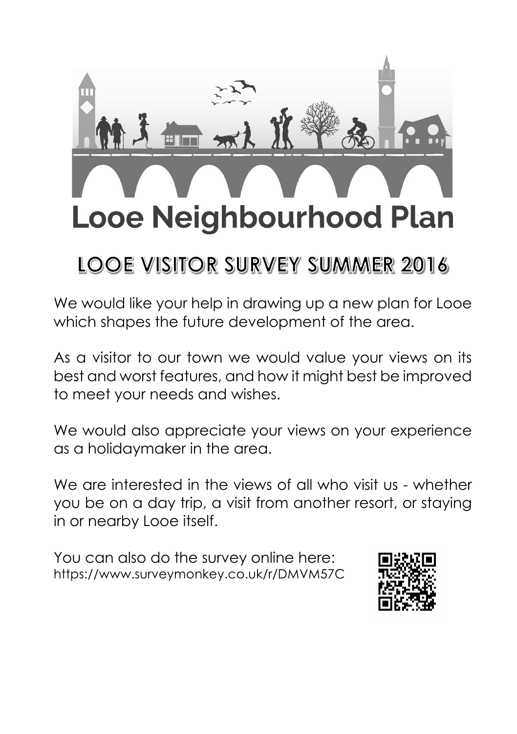# Looe Neighbourhood Plan

## LOOE VISITOR SURVEY SUMMER 2016

We would like your help in drawing up a new plan for Looe which shapes the future development of the area.

As a visitor to our town we would value your views on its best and worst features, and how it might best be improved to meet your needs and wishes.

We would also appreciate your views on your experience as a holidaymaker in the area.

We are interested in the views of all who visit us - whether you be on a day trip, a visit from another resort, or staying in or nearby Looe itself.

You can also do the survey online here:
https://www.surveymonkey.co.uk/r/DMVM57C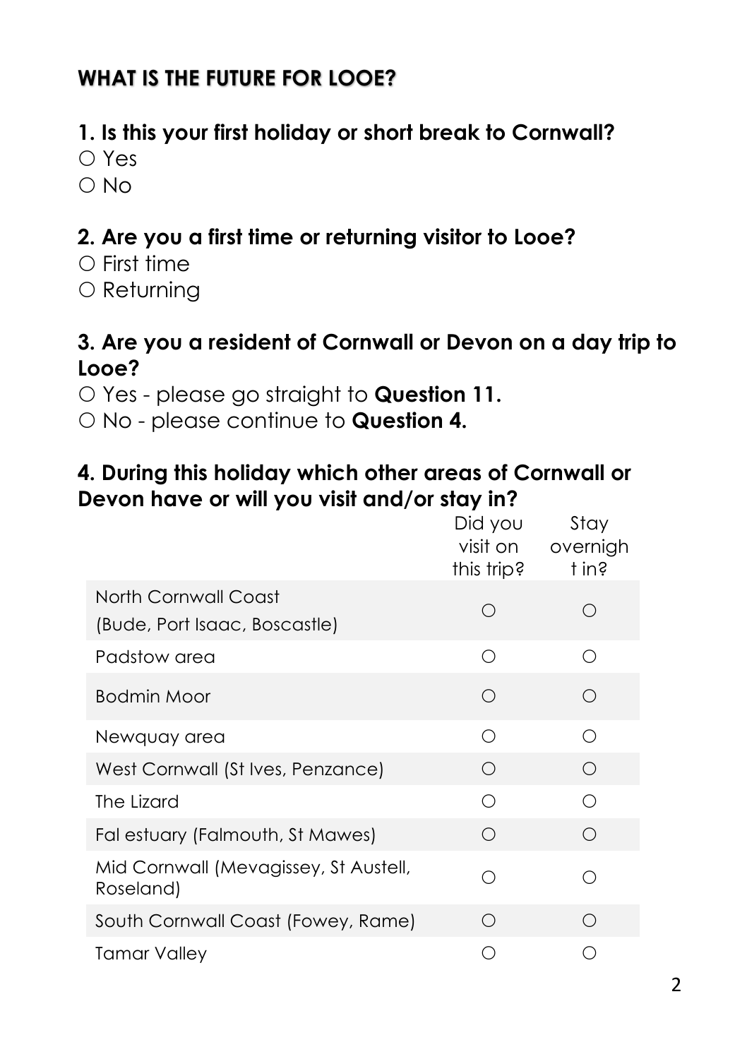## WHAT IS THE FUTURE FOR LOOE?

### 1. Is this your first holiday or short break to Cornwall?

○ Yes
○ No

### 2. Are you a first time or returning visitor to Looe?

○ First time
○ Returning

### 3. Are you a resident of Cornwall or Devon on a day trip to Looe?

○ Yes - please go straight to **Question 11.**
○ No - please continue to **Question 4.**

### 4. During this holiday which other areas of Cornwall or Devon have or will you visit and/or stay in?

| | Did you visit on this trip? | Stay overnight in? |
|---|---|---|
| North Cornwall Coast (Bude, Port Isaac, Boscastle) | ○ | ○ |
| Padstow area | ○ | ○ |
| Bodmin Moor | ○ | ○ |
| Newquay area | ○ | ○ |
| West Cornwall (St Ives, Penzance) | ○ | ○ |
| The Lizard | ○ | ○ |
| Fal estuary (Falmouth, St Mawes) | ○ | ○ |
| Mid Cornwall (Mevagissey, St Austell, Roseland) | ○ | ○ |
| South Cornwall Coast (Fowey, Rame) | ○ | ○ |
| Tamar Valley | ○ | ○ |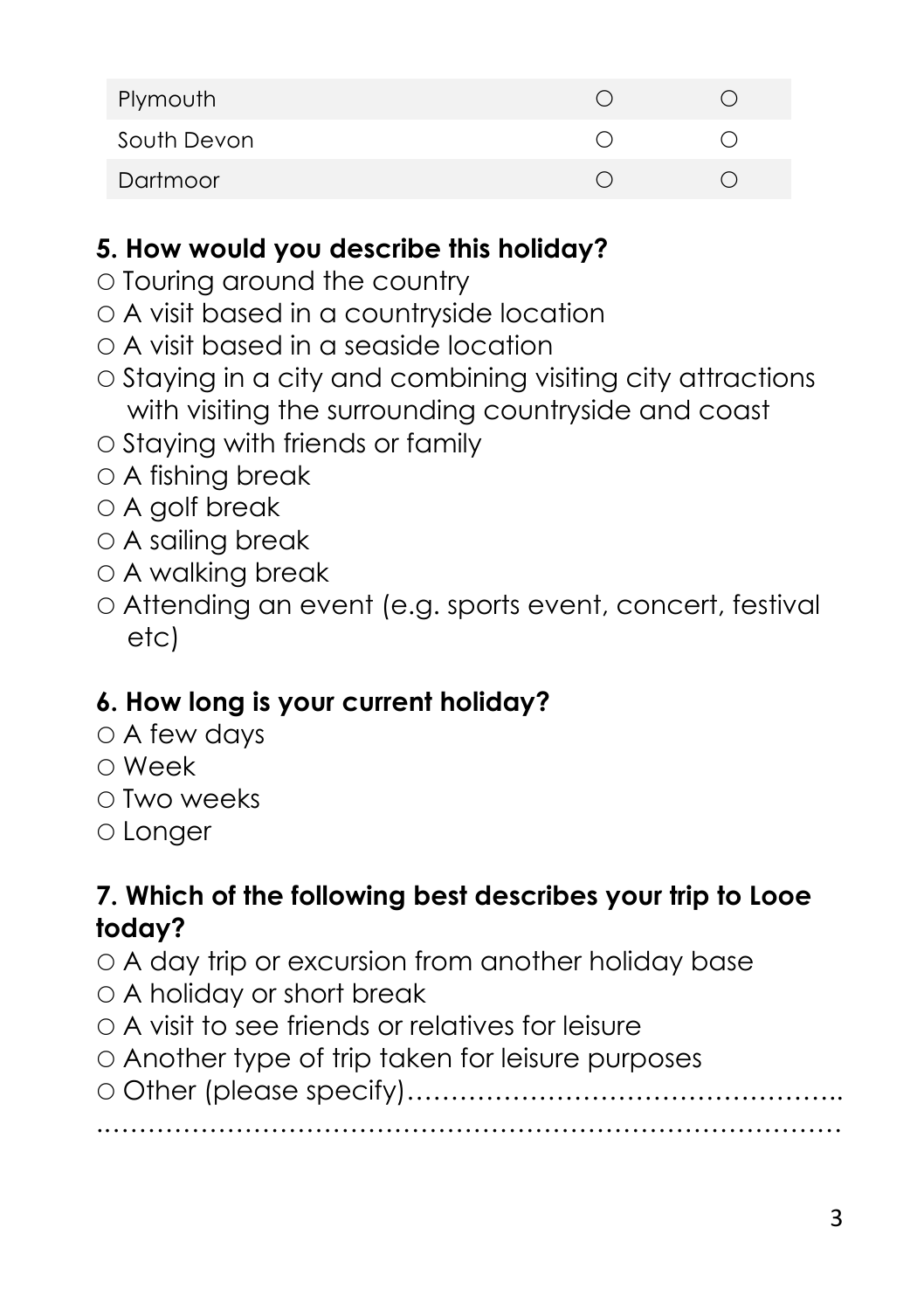| | | |
|---|---|---|
| Plymouth | ○ | ○ |
| South Devon | ○ | ○ |
| Dartmoor | ○ | ○ |

**5. How would you describe this holiday?**

○ Touring around the country
○ A visit based in a countryside location
○ A visit based in a seaside location
○ Staying in a city and combining visiting city attractions with visiting the surrounding countryside and coast
○ Staying with friends or family
○ A fishing break
○ A golf break
○ A sailing break
○ A walking break
○ Attending an event (e.g. sports event, concert, festival etc)

**6. How long is your current holiday?**

○ A few days
○ Week
○ Two weeks
○ Longer

**7. Which of the following best describes your trip to Looe today?**

○ A day trip or excursion from another holiday base
○ A holiday or short break
○ A visit to see friends or relatives for leisure
○ Another type of trip taken for leisure purposes
○ Other (please specify)…………………………………………..
…………………………………………………………………………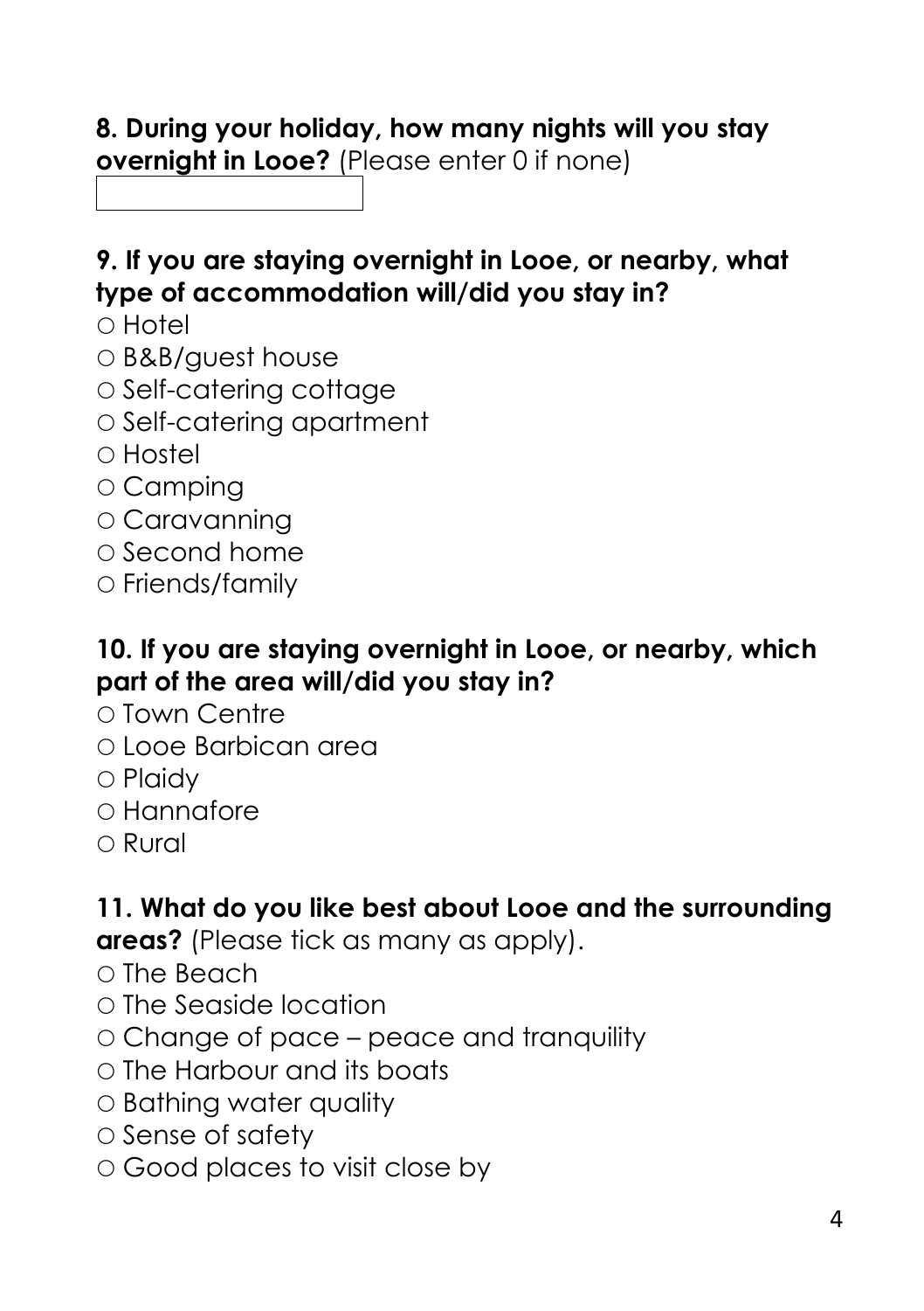**8. During your holiday, how many nights will you stay overnight in Looe?** (Please enter 0 if none)

**9. If you are staying overnight in Looe, or nearby, what type of accommodation will/did you stay in?**

○ Hotel
○ B&B/guest house
○ Self-catering cottage
○ Self-catering apartment
○ Hostel
○ Camping
○ Caravanning
○ Second home
○ Friends/family

**10. If you are staying overnight in Looe, or nearby, which part of the area will/did you stay in?**

○ Town Centre
○ Looe Barbican area
○ Plaidy
○ Hannafore
○ Rural

**11. What do you like best about Looe and the surrounding areas?** (Please tick as many as apply).

○ The Beach
○ The Seaside location
○ Change of pace – peace and tranquility
○ The Harbour and its boats
○ Bathing water quality
○ Sense of safety
○ Good places to visit close by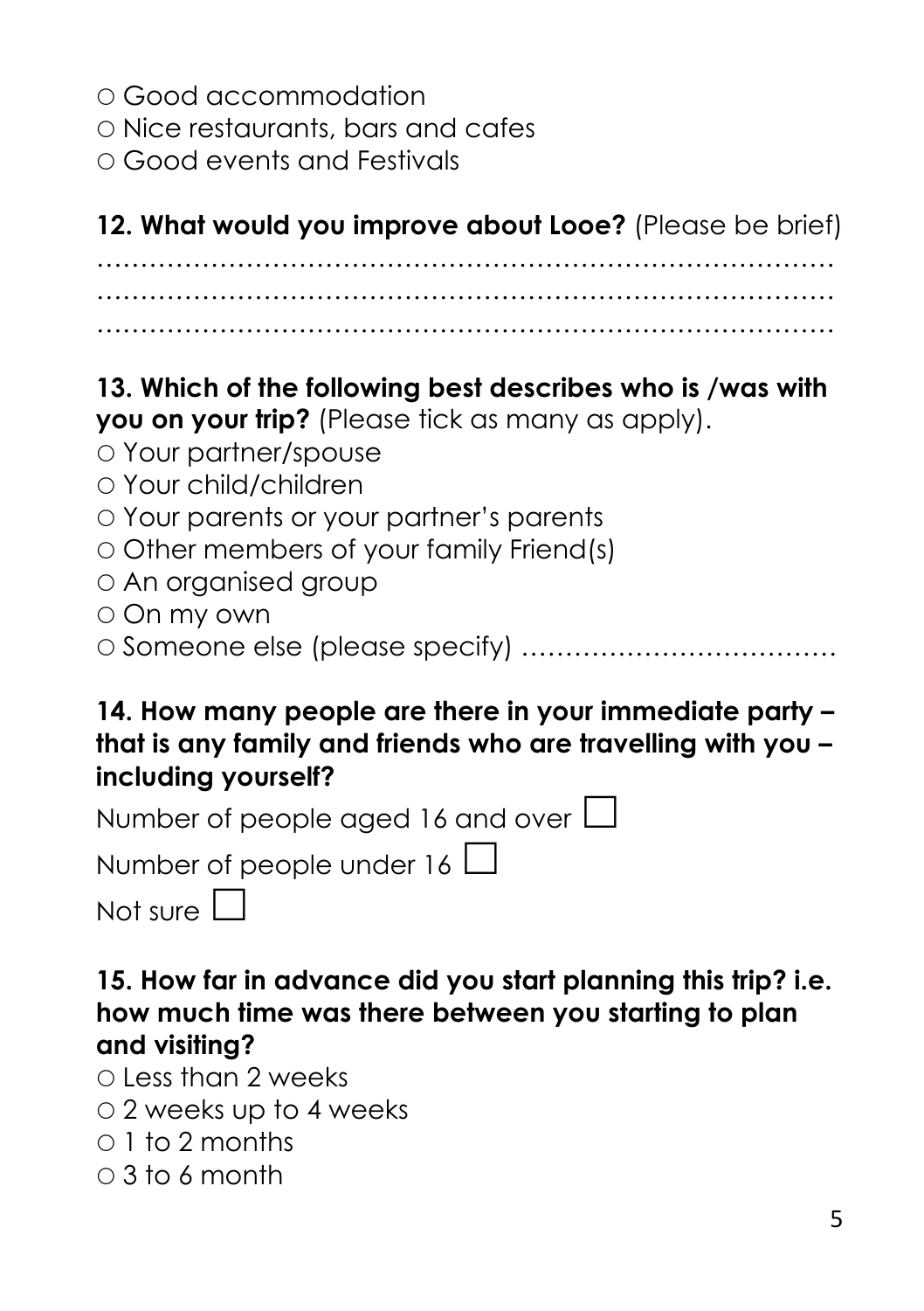○ Good accommodation
○ Nice restaurants, bars and cafes
○ Good events and Festivals

**12. What would you improve about Looe?** (Please be brief)

……………………………………………………………………………
……………………………………………………………………………
……………………………………………………………………………

**13. Which of the following best describes who is /was with you on your trip?** (Please tick as many as apply).

○ Your partner/spouse
○ Your child/children
○ Your parents or your partner's parents
○ Other members of your family Friend(s)
○ An organised group
○ On my own
○ Someone else (please specify) ………………………………

**14. How many people are there in your immediate party – that is any family and friends who are travelling with you – including yourself?**

Number of people aged 16 and over ☐

Number of people under 16 ☐

Not sure ☐

**15. How far in advance did you start planning this trip? i.e. how much time was there between you starting to plan and visiting?**

○ Less than 2 weeks
○ 2 weeks up to 4 weeks
○ 1 to 2 months
○ 3 to 6 month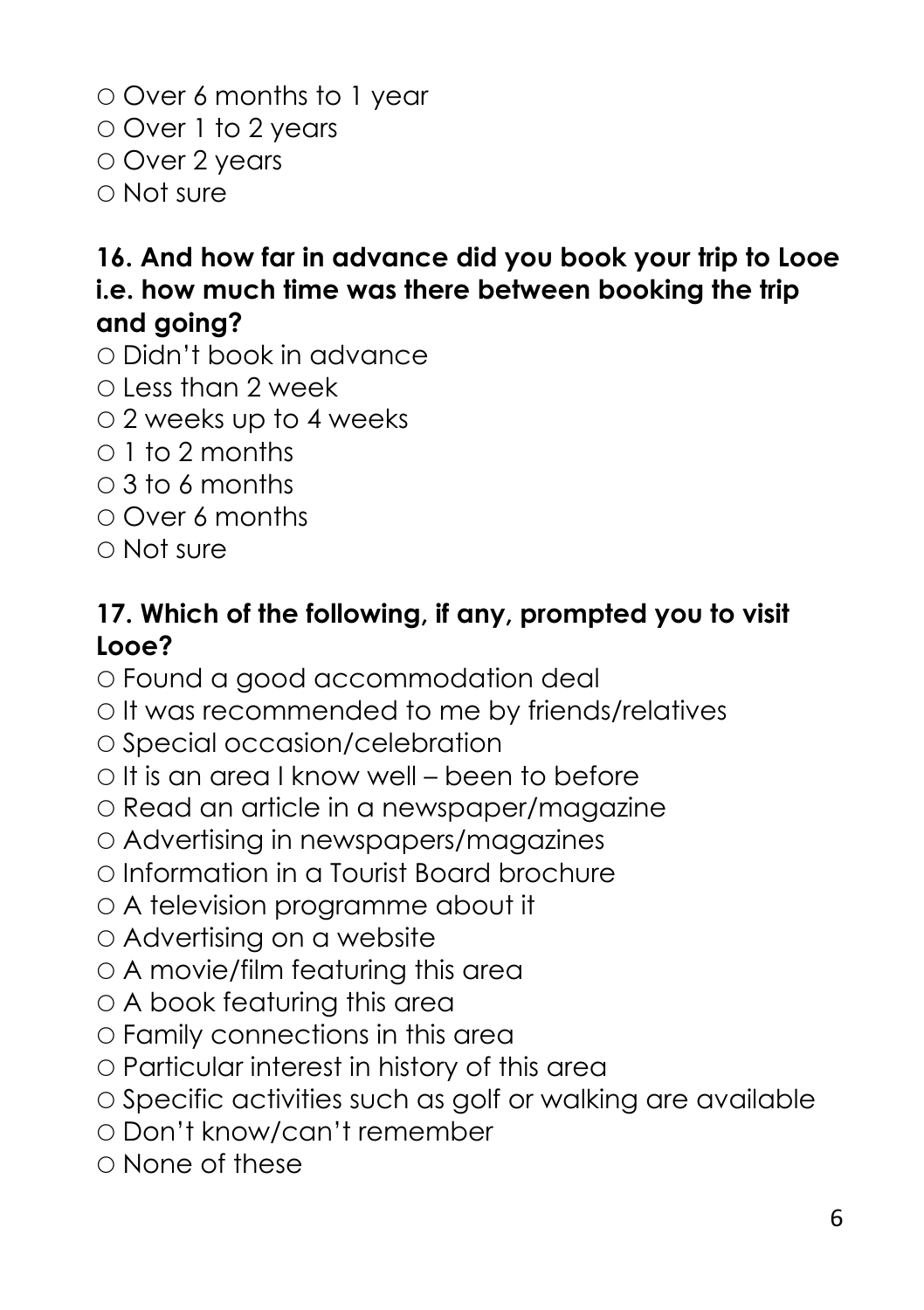○ Over 6 months to 1 year
○ Over 1 to 2 years
○ Over 2 years
○ Not sure

**16. And how far in advance did you book your trip to Looe i.e. how much time was there between booking the trip and going?**

○ Didn't book in advance
○ Less than 2 week
○ 2 weeks up to 4 weeks
○ 1 to 2 months
○ 3 to 6 months
○ Over 6 months
○ Not sure

**17. Which of the following, if any, prompted you to visit Looe?**

○ Found a good accommodation deal
○ It was recommended to me by friends/relatives
○ Special occasion/celebration
○ It is an area I know well – been to before
○ Read an article in a newspaper/magazine
○ Advertising in newspapers/magazines
○ Information in a Tourist Board brochure
○ A television programme about it
○ Advertising on a website
○ A movie/film featuring this area
○ A book featuring this area
○ Family connections in this area
○ Particular interest in history of this area
○ Specific activities such as golf or walking are available
○ Don't know/can't remember
○ None of these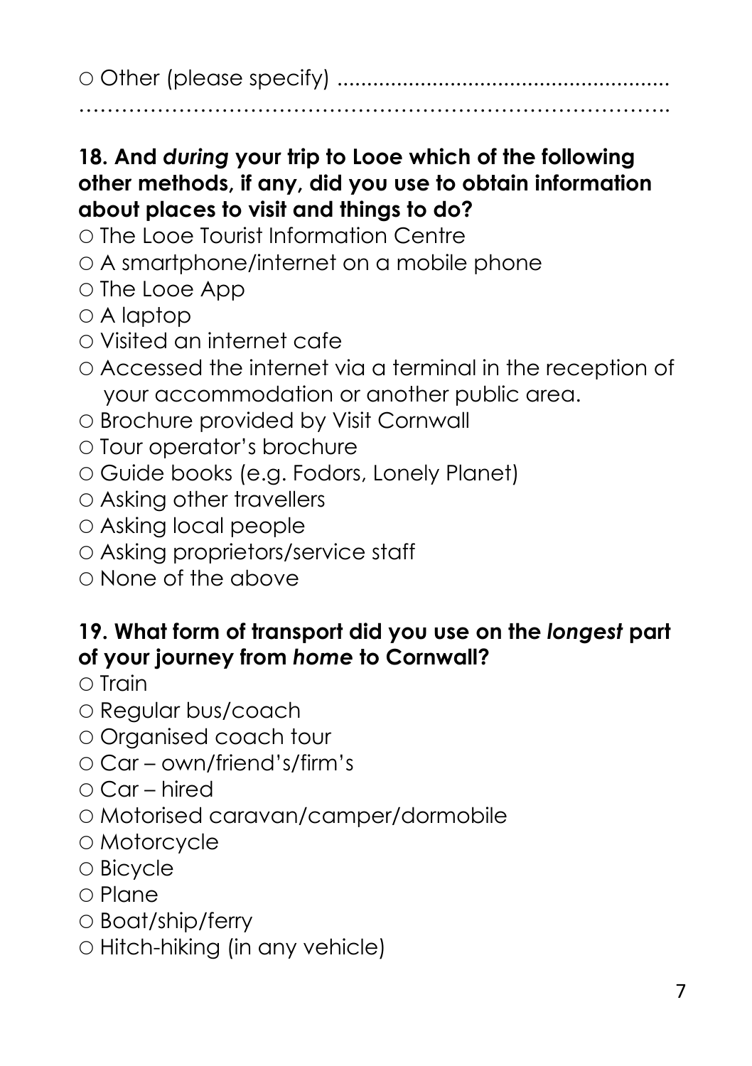○ Other (please specify) .......................................................
……………………………………………………………………….

**18. And *during* your trip to Looe which of the following other methods, if any, did you use to obtain information about places to visit and things to do?**

○ The Looe Tourist Information Centre
○ A smartphone/internet on a mobile phone
○ The Looe App
○ A laptop
○ Visited an internet cafe
○ Accessed the internet via a terminal in the reception of your accommodation or another public area.
○ Brochure provided by Visit Cornwall
○ Tour operator's brochure
○ Guide books (e.g. Fodors, Lonely Planet)
○ Asking other travellers
○ Asking local people
○ Asking proprietors/service staff
○ None of the above

**19. What form of transport did you use on the *longest* part of your journey from *home* to Cornwall?**

○ Train
○ Regular bus/coach
○ Organised coach tour
○ Car – own/friend's/firm's
○ Car – hired
○ Motorised caravan/camper/dormobile
○ Motorcycle
○ Bicycle
○ Plane
○ Boat/ship/ferry
○ Hitch-hiking (in any vehicle)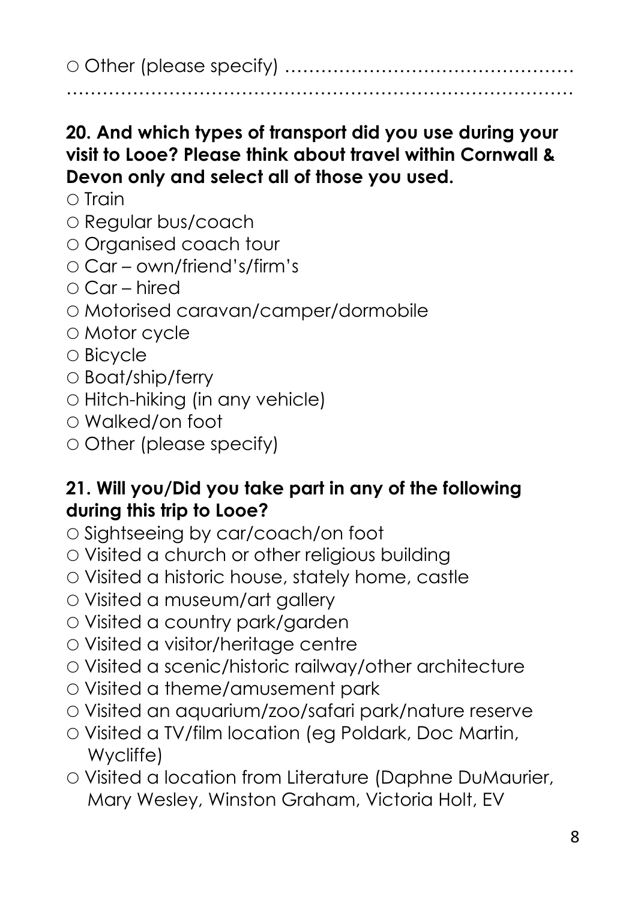○ Other (please specify) …………………………………………
………………………………………………………………………

**20. And which types of transport did you use during your visit to Looe? Please think about travel within Cornwall & Devon only and select all of those you used.**

○ Train
○ Regular bus/coach
○ Organised coach tour
○ Car – own/friend's/firm's
○ Car – hired
○ Motorised caravan/camper/dormobile
○ Motor cycle
○ Bicycle
○ Boat/ship/ferry
○ Hitch-hiking (in any vehicle)
○ Walked/on foot
○ Other (please specify)

**21. Will you/Did you take part in any of the following during this trip to Looe?**

○ Sightseeing by car/coach/on foot
○ Visited a church or other religious building
○ Visited a historic house, stately home, castle
○ Visited a museum/art gallery
○ Visited a country park/garden
○ Visited a visitor/heritage centre
○ Visited a scenic/historic railway/other architecture
○ Visited a theme/amusement park
○ Visited an aquarium/zoo/safari park/nature reserve
○ Visited a TV/film location (eg Poldark, Doc Martin, Wycliffe)
○ Visited a location from Literature (Daphne DuMaurier, Mary Wesley, Winston Graham, Victoria Holt, EV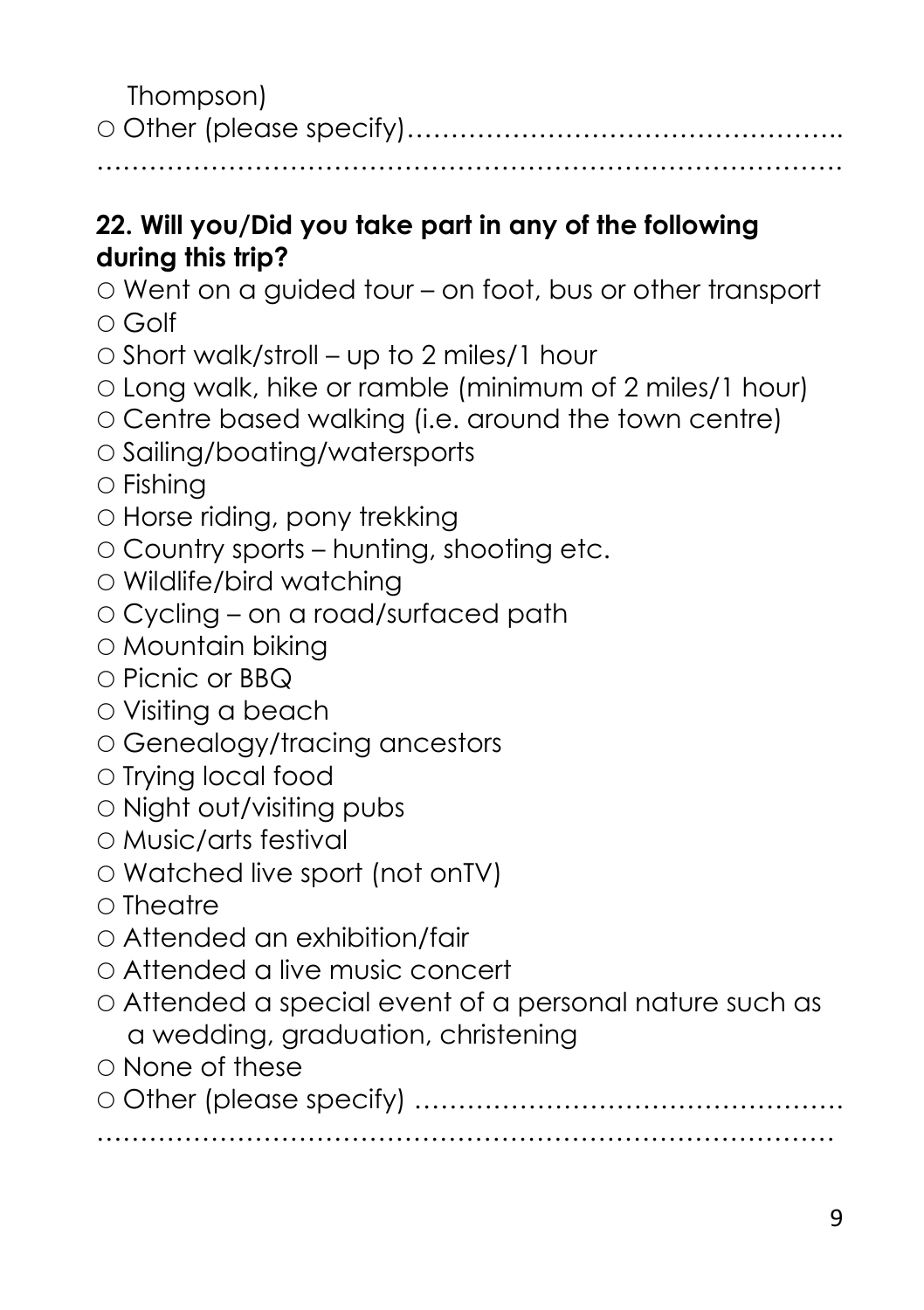Thompson)

○ Other (please specify)…………………………………………..
…………………………………………………………………………….

**22. Will you/Did you take part in any of the following during this trip?**

○ Went on a guided tour – on foot, bus or other transport
○ Golf
○ Short walk/stroll – up to 2 miles/1 hour
○ Long walk, hike or ramble (minimum of 2 miles/1 hour)
○ Centre based walking (i.e. around the town centre)
○ Sailing/boating/watersports
○ Fishing
○ Horse riding, pony trekking
○ Country sports – hunting, shooting etc.
○ Wildlife/bird watching
○ Cycling – on a road/surfaced path
○ Mountain biking
○ Picnic or BBQ
○ Visiting a beach
○ Genealogy/tracing ancestors
○ Trying local food
○ Night out/visiting pubs
○ Music/arts festival
○ Watched live sport (not onTV)
○ Theatre
○ Attended an exhibition/fair
○ Attended a live music concert
○ Attended a special event of a personal nature such as a wedding, graduation, christening
○ None of these
○ Other (please specify) …………………………………………
…………………………………………………………………………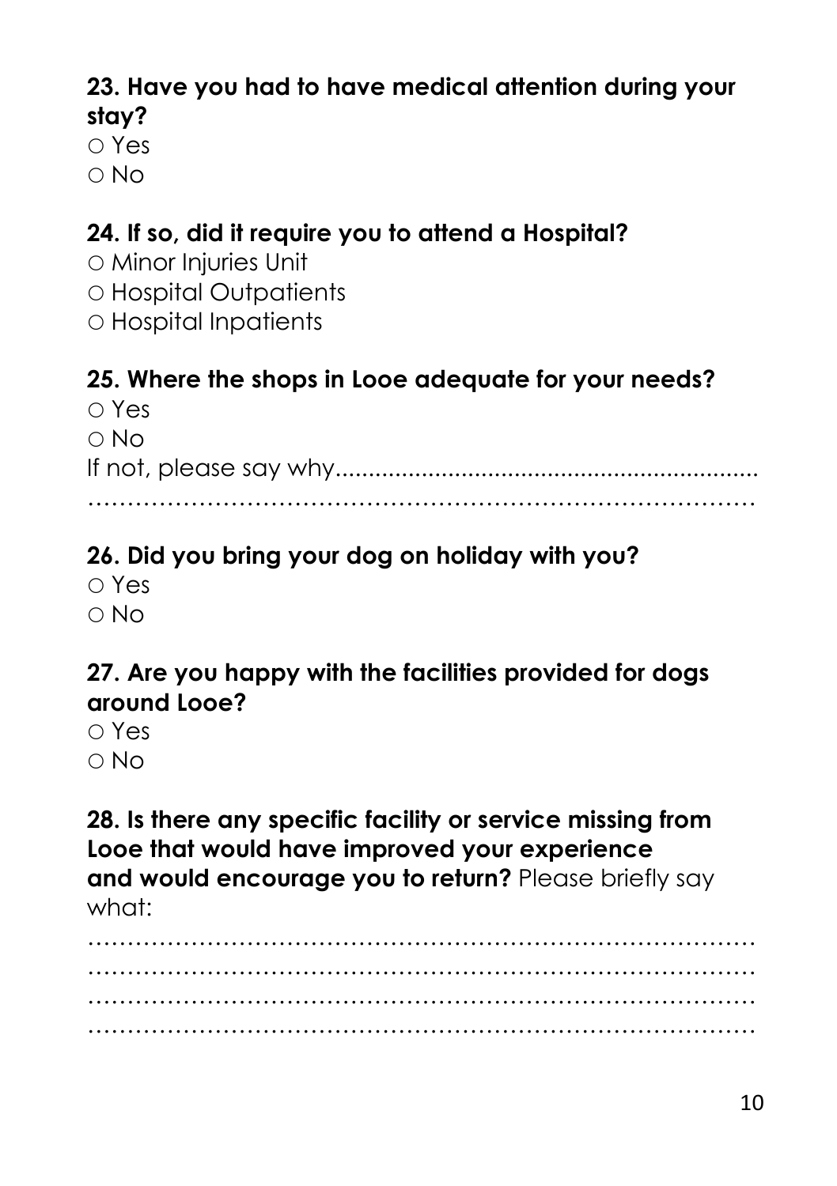**23. Have you had to have medical attention during your stay?**

○ Yes
○ No

**24. If so, did it require you to attend a Hospital?**

○ Minor Injuries Unit
○ Hospital Outpatients
○ Hospital Inpatients

**25. Where the shops in Looe adequate for your needs?**

○ Yes
○ No

If not, please say why...............................................................
……………………………………………………………………

**26. Did you bring your dog on holiday with you?**

○ Yes
○ No

**27. Are you happy with the facilities provided for dogs around Looe?**

○ Yes
○ No

**28. Is there any specific facility or service missing from Looe that would have improved your experience and would encourage you to return?** Please briefly say what:

……………………………………………………………………
……………………………………………………………………
……………………………………………………………………
……………………………………………………………………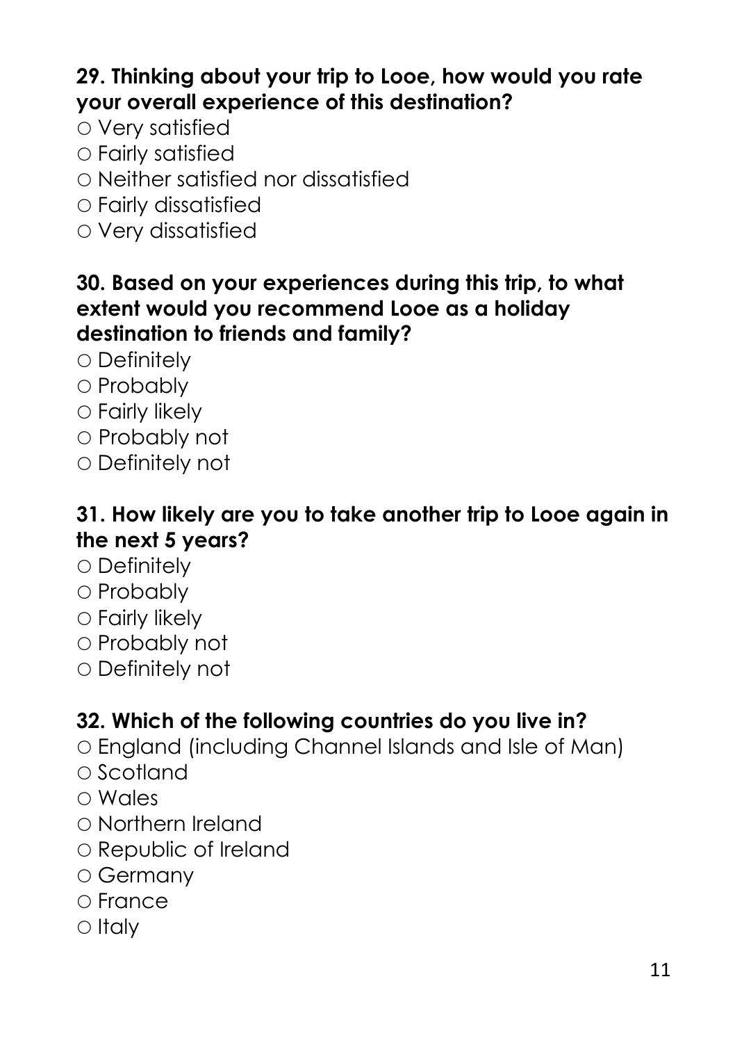**29. Thinking about your trip to Looe, how would you rate your overall experience of this destination?**

○ Very satisfied
○ Fairly satisfied
○ Neither satisfied nor dissatisfied
○ Fairly dissatisfied
○ Very dissatisfied

**30. Based on your experiences during this trip, to what extent would you recommend Looe as a holiday destination to friends and family?**

○ Definitely
○ Probably
○ Fairly likely
○ Probably not
○ Definitely not

**31. How likely are you to take another trip to Looe again in the next 5 years?**

○ Definitely
○ Probably
○ Fairly likely
○ Probably not
○ Definitely not

**32. Which of the following countries do you live in?**

○ England (including Channel Islands and Isle of Man)
○ Scotland
○ Wales
○ Northern Ireland
○ Republic of Ireland
○ Germany
○ France
○ Italy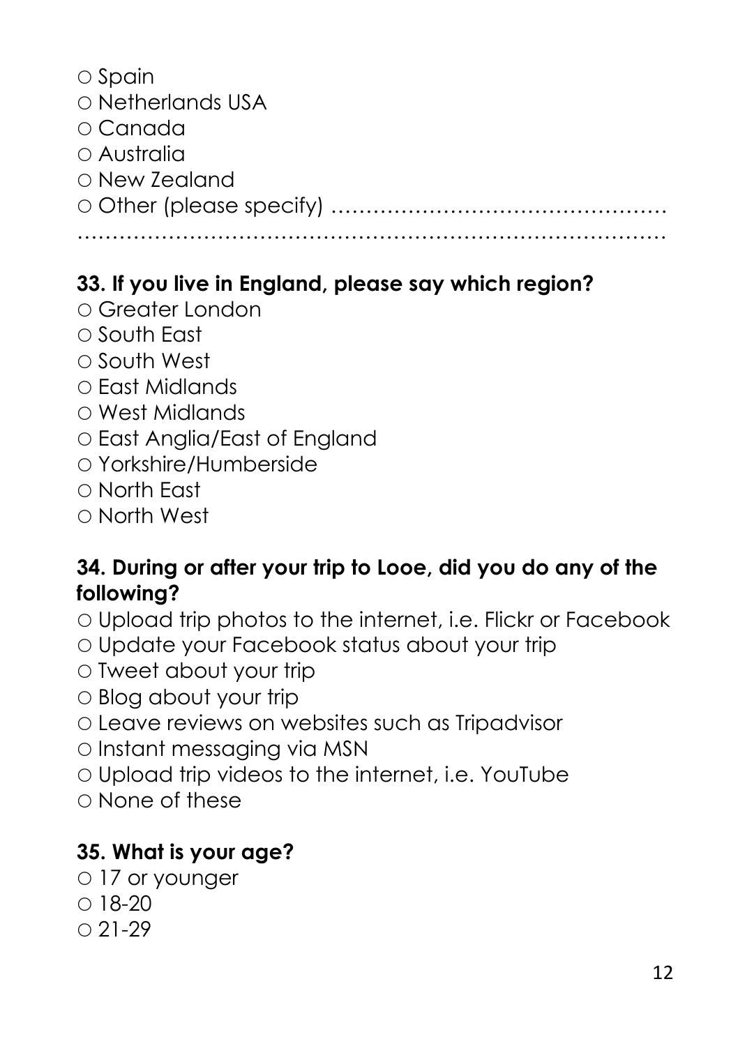○ Spain
○ Netherlands USA
○ Canada
○ Australia
○ New Zealand
○ Other (please specify) ………………………………………… …………………………………………………………………………

**33. If you live in England, please say which region?**

○ Greater London
○ South East
○ South West
○ East Midlands
○ West Midlands
○ East Anglia/East of England
○ Yorkshire/Humberside
○ North East
○ North West

**34. During or after your trip to Looe, did you do any of the following?**

○ Upload trip photos to the internet, i.e. Flickr or Facebook
○ Update your Facebook status about your trip
○ Tweet about your trip
○ Blog about your trip
○ Leave reviews on websites such as Tripadvisor
○ Instant messaging via MSN
○ Upload trip videos to the internet, i.e. YouTube
○ None of these

**35. What is your age?**

○ 17 or younger
○ 18-20
○ 21-29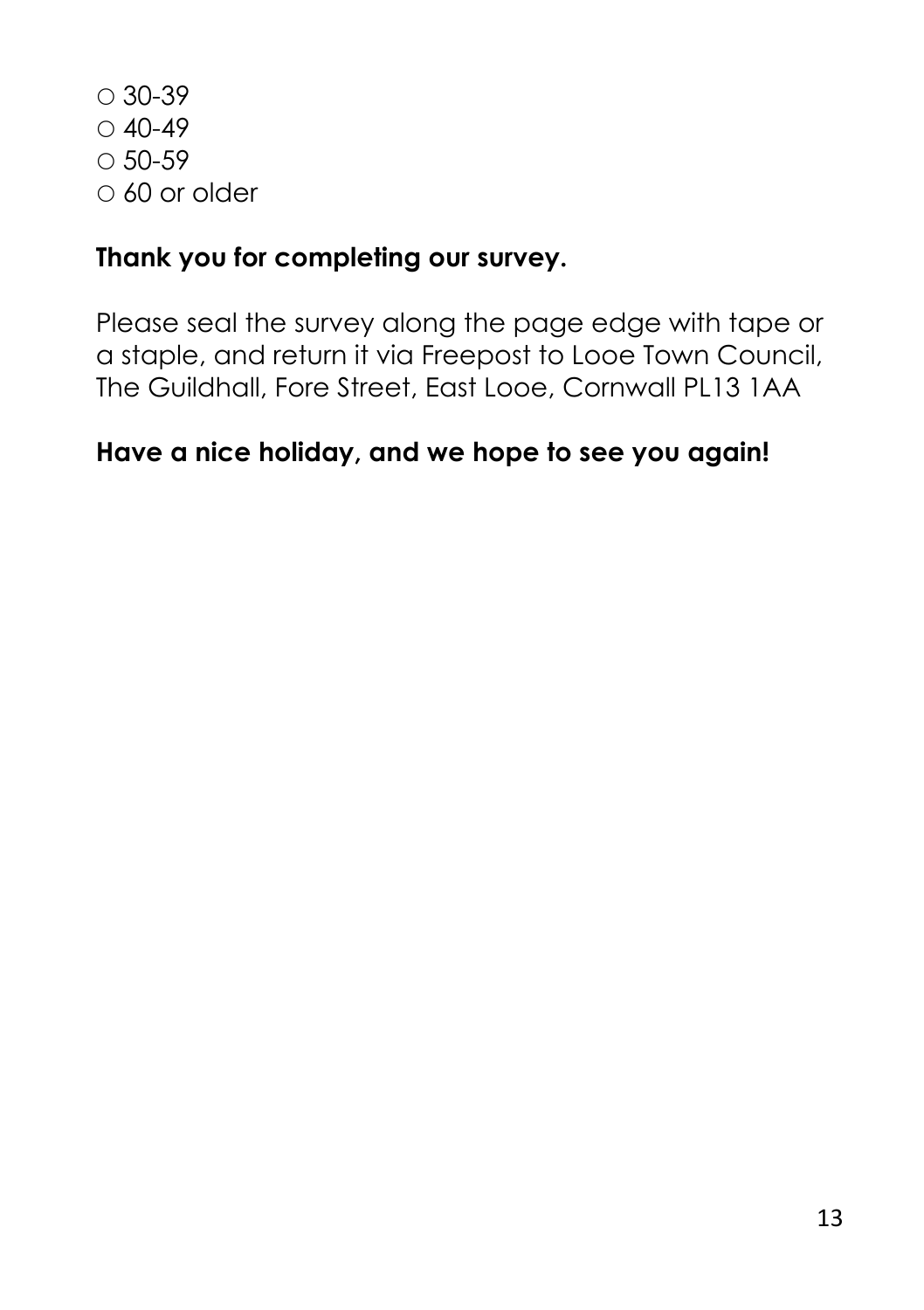○ 30-39
○ 40-49
○ 50-59
○ 60 or older

**Thank you for completing our survey.**

Please seal the survey along the page edge with tape or a staple, and return it via Freepost to Looe Town Council, The Guildhall, Fore Street, East Looe, Cornwall PL13 1AA

**Have a nice holiday, and we hope to see you again!**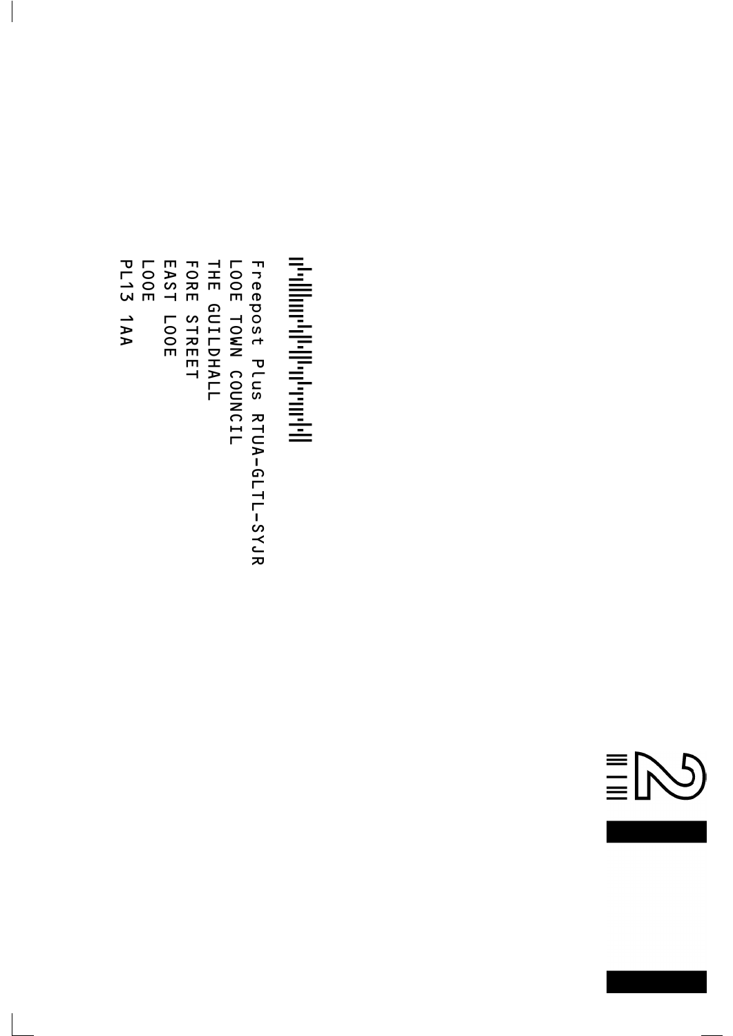Freepost Plus RTUA-GLTL-SYJR
LOOE TOWN COUNCIL
THE GUILDHALL
FORE STREET
EAST LOOE
LOOE
PL13 1AA